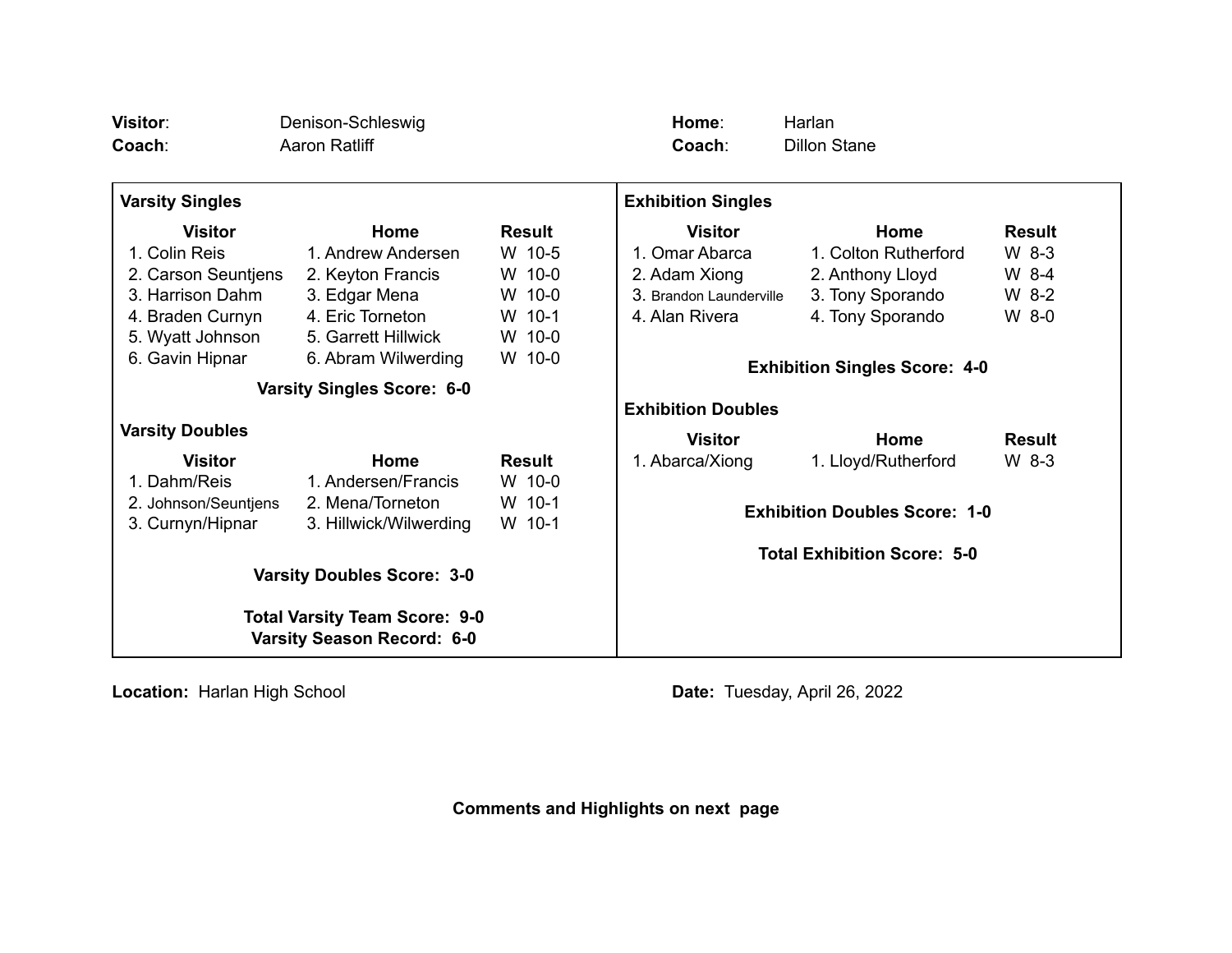**Visitor**: Denison-Schleswig
**Coach**: Aaron Ratliff

**Home**: Harlan
**Coach**: Dillon Stane

### Varsity Singles

| Visitor | Home | Result |
|---|---|---|
| 1. Colin Reis | 1. Andrew Andersen | W 10-5 |
| 2. Carson Seuntjens | 2. Keyton Francis | W 10-0 |
| 3. Harrison Dahm | 3. Edgar Mena | W 10-0 |
| 4. Braden Curnyn | 4. Eric Torneton | W 10-1 |
| 5. Wyatt Johnson | 5. Garrett Hillwick | W 10-0 |
| 6. Gavin Hipnar | 6. Abram Wilwerding | W 10-0 |

**Varsity Singles Score: 6-0**

### Varsity Doubles

| Visitor | Home | Result |
|---|---|---|
| 1. Dahm/Reis | 1. Andersen/Francis | W 10-0 |
| 2. Johnson/Seuntjens | 2. Mena/Torneton | W 10-1 |
| 3. Curnyn/Hipnar | 3. Hillwick/Wilwerding | W 10-1 |

**Varsity Doubles Score: 3-0**

**Total Varsity Team Score: 9-0**
**Varsity Season Record: 6-0**

### Exhibition Singles

| Visitor | Home | Result |
|---|---|---|
| 1. Omar Abarca | 1. Colton Rutherford | W 8-3 |
| 2. Adam Xiong | 2. Anthony Lloyd | W 8-4 |
| 3. Brandon Launderville | 3. Tony Sporando | W 8-2 |
| 4. Alan Rivera | 4. Tony Sporando | W 8-0 |

**Exhibition Singles Score: 4-0**

### Exhibition Doubles

| Visitor | Home | Result |
|---|---|---|
| 1. Abarca/Xiong | 1. Lloyd/Rutherford | W 8-3 |

**Exhibition Doubles Score: 1-0**

**Total Exhibition Score: 5-0**

**Location:** Harlan High School

**Date:** Tuesday, April 26, 2022

**Comments and Highlights on next page**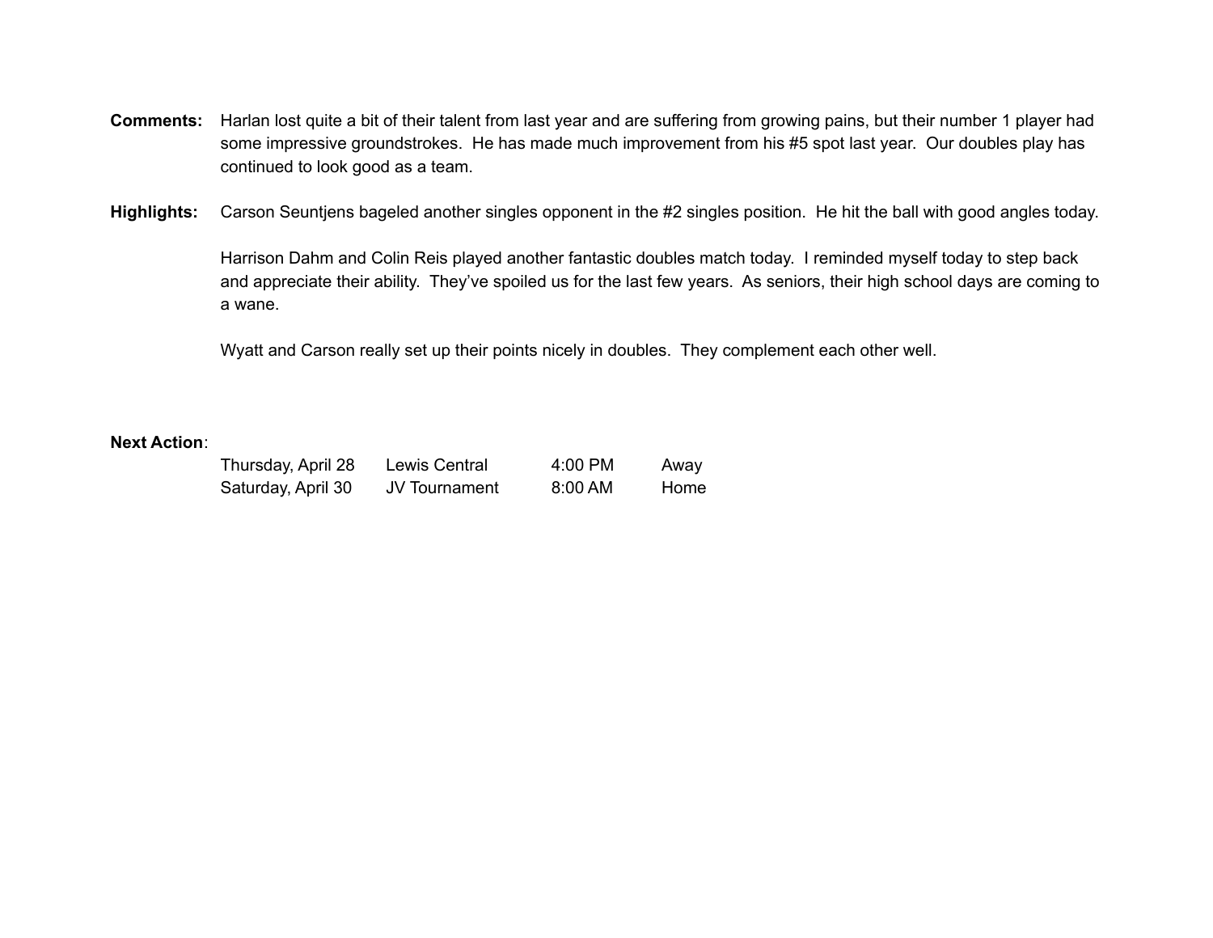**Comments:** Harlan lost quite a bit of their talent from last year and are suffering from growing pains, but their number 1 player had some impressive groundstrokes. He has made much improvement from his #5 spot last year. Our doubles play has continued to look good as a team.

**Highlights:** Carson Seuntjens bageled another singles opponent in the #2 singles position. He hit the ball with good angles today.

Harrison Dahm and Colin Reis played another fantastic doubles match today. I reminded myself today to step back and appreciate their ability. They've spoiled us for the last few years. As seniors, their high school days are coming to a wane.

Wyatt and Carson really set up their points nicely in doubles. They complement each other well.

**Next Action**:

| | | | |
|---|---|---|---|
| Thursday, April 28 | Lewis Central | 4:00 PM | Away |
| Saturday, April 30 | JV Tournament | 8:00 AM | Home |